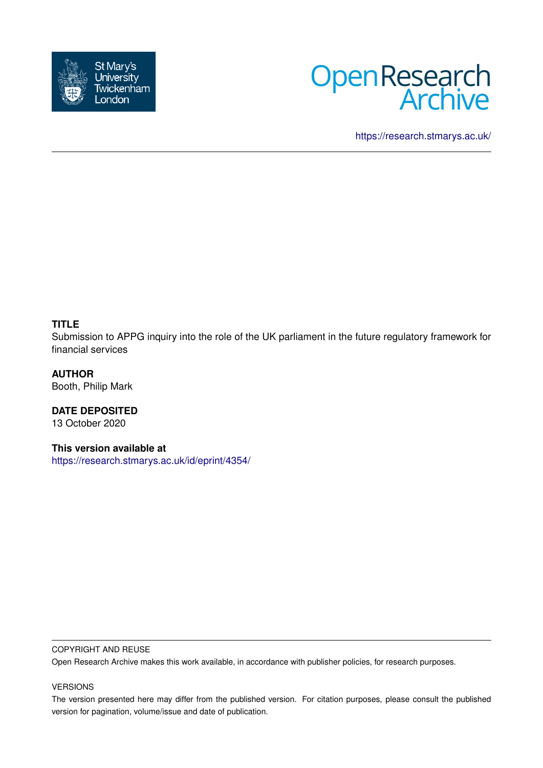St Mary's University Twickenham London

Open Research Archive

https://research.stmarys.ac.uk/

---

**TITLE**

Submission to APPG inquiry into the role of the UK parliament in the future regulatory framework for financial services

**AUTHOR**

Booth, Philip Mark

**DATE DEPOSITED**

13 October 2020

**This version available at**

https://research.stmarys.ac.uk/id/eprint/4354/

---

COPYRIGHT AND REUSE

Open Research Archive makes this work available, in accordance with publisher policies, for research purposes.

VERSIONS

The version presented here may differ from the published version. For citation purposes, please consult the published version for pagination, volume/issue and date of publication.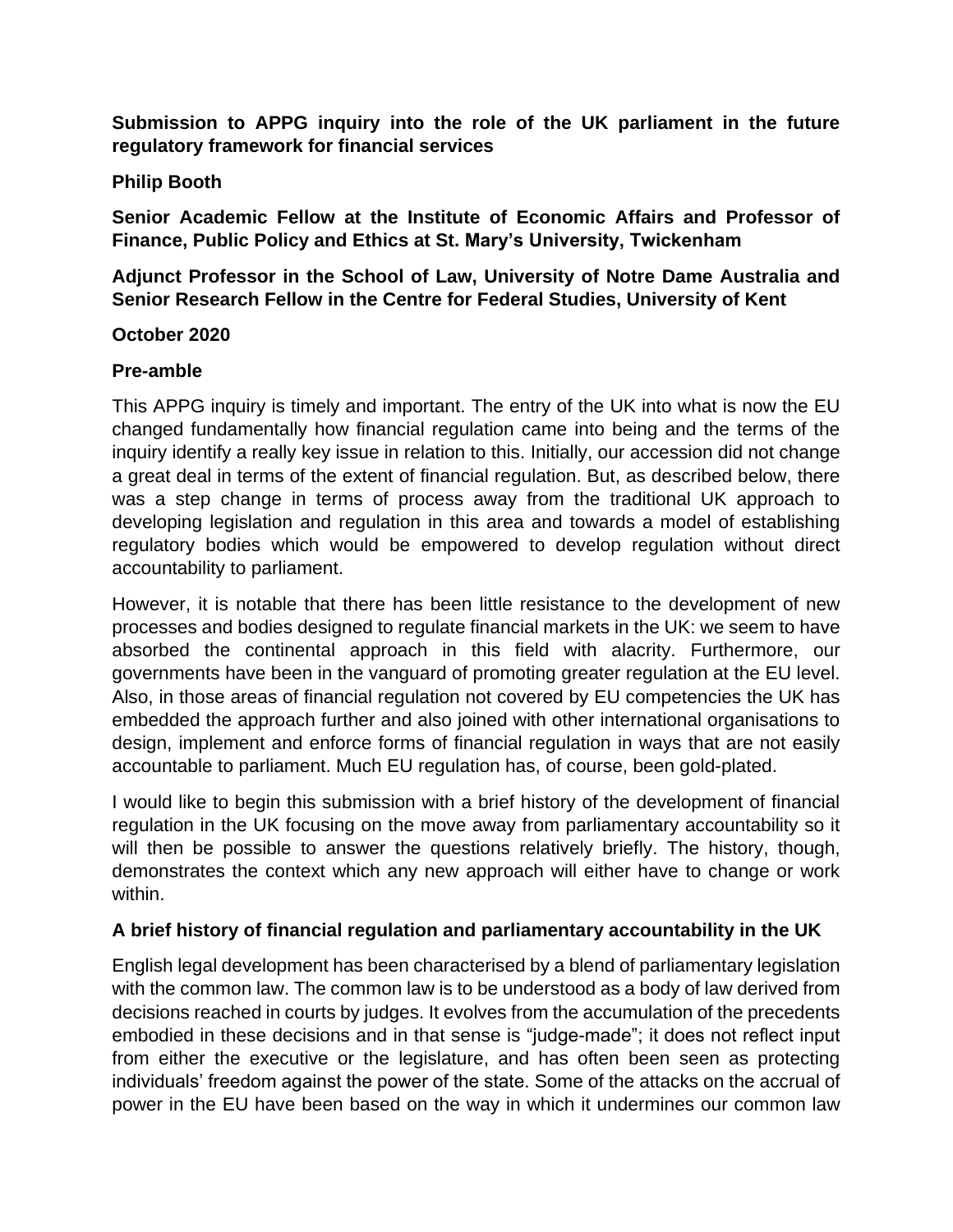**Submission to APPG inquiry into the role of the UK parliament in the future regulatory framework for financial services**

**Philip Booth**

**Senior Academic Fellow at the Institute of Economic Affairs and Professor of Finance, Public Policy and Ethics at St. Mary's University, Twickenham**

**Adjunct Professor in the School of Law, University of Notre Dame Australia and Senior Research Fellow in the Centre for Federal Studies, University of Kent**

**October 2020**

## Pre-amble

This APPG inquiry is timely and important. The entry of the UK into what is now the EU changed fundamentally how financial regulation came into being and the terms of the inquiry identify a really key issue in relation to this. Initially, our accession did not change a great deal in terms of the extent of financial regulation. But, as described below, there was a step change in terms of process away from the traditional UK approach to developing legislation and regulation in this area and towards a model of establishing regulatory bodies which would be empowered to develop regulation without direct accountability to parliament.

However, it is notable that there has been little resistance to the development of new processes and bodies designed to regulate financial markets in the UK: we seem to have absorbed the continental approach in this field with alacrity. Furthermore, our governments have been in the vanguard of promoting greater regulation at the EU level. Also, in those areas of financial regulation not covered by EU competencies the UK has embedded the approach further and also joined with other international organisations to design, implement and enforce forms of financial regulation in ways that are not easily accountable to parliament. Much EU regulation has, of course, been gold-plated.

I would like to begin this submission with a brief history of the development of financial regulation in the UK focusing on the move away from parliamentary accountability so it will then be possible to answer the questions relatively briefly. The history, though, demonstrates the context which any new approach will either have to change or work within.

## A brief history of financial regulation and parliamentary accountability in the UK

English legal development has been characterised by a blend of parliamentary legislation with the common law. The common law is to be understood as a body of law derived from decisions reached in courts by judges. It evolves from the accumulation of the precedents embodied in these decisions and in that sense is "judge-made"; it does not reflect input from either the executive or the legislature, and has often been seen as protecting individuals' freedom against the power of the state. Some of the attacks on the accrual of power in the EU have been based on the way in which it undermines our common law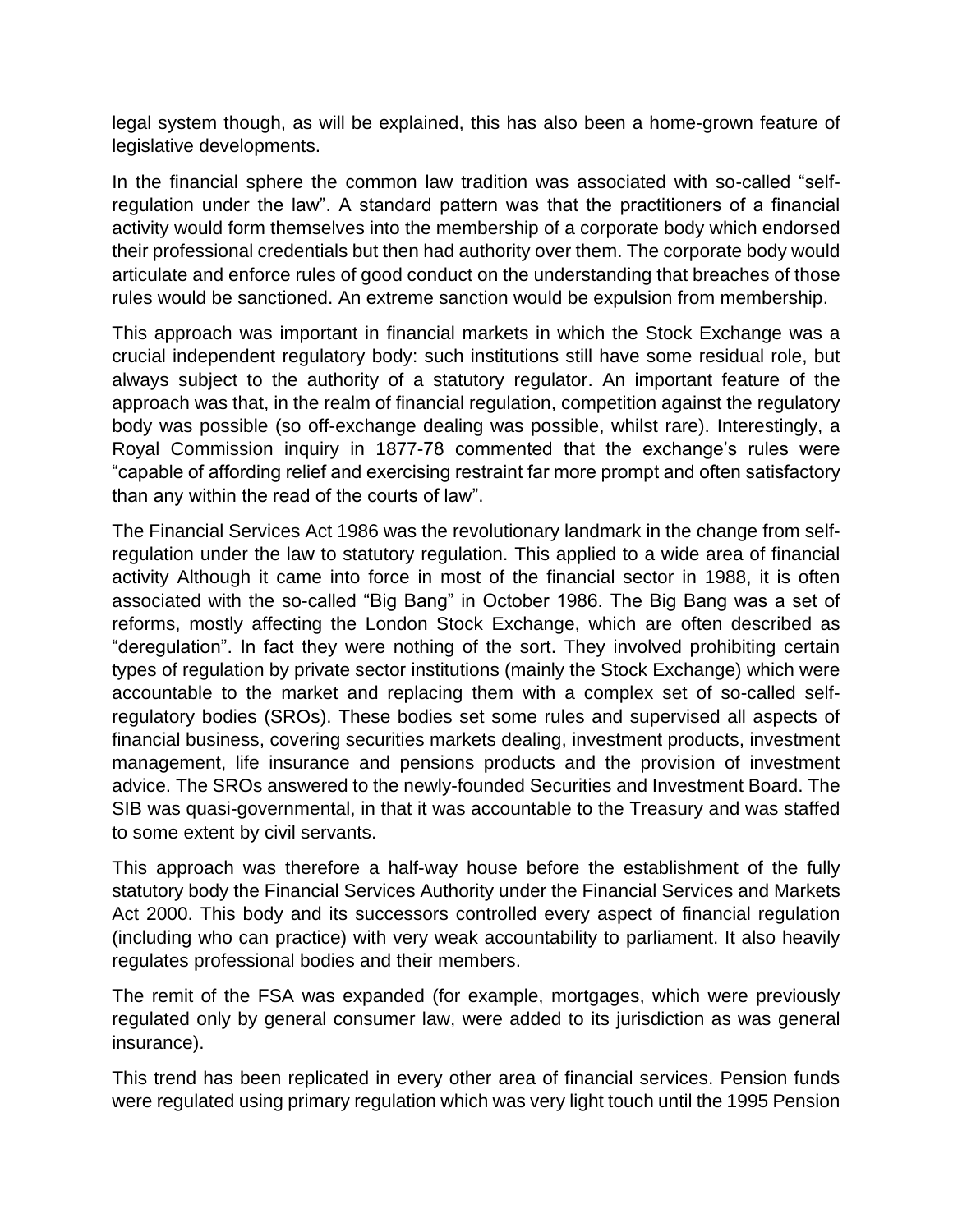legal system though, as will be explained, this has also been a home-grown feature of legislative developments.

In the financial sphere the common law tradition was associated with so-called "self-regulation under the law". A standard pattern was that the practitioners of a financial activity would form themselves into the membership of a corporate body which endorsed their professional credentials but then had authority over them. The corporate body would articulate and enforce rules of good conduct on the understanding that breaches of those rules would be sanctioned. An extreme sanction would be expulsion from membership.

This approach was important in financial markets in which the Stock Exchange was a crucial independent regulatory body: such institutions still have some residual role, but always subject to the authority of a statutory regulator. An important feature of the approach was that, in the realm of financial regulation, competition against the regulatory body was possible (so off-exchange dealing was possible, whilst rare). Interestingly, a Royal Commission inquiry in 1877-78 commented that the exchange's rules were "capable of affording relief and exercising restraint far more prompt and often satisfactory than any within the read of the courts of law".

The Financial Services Act 1986 was the revolutionary landmark in the change from self-regulation under the law to statutory regulation. This applied to a wide area of financial activity Although it came into force in most of the financial sector in 1988, it is often associated with the so-called "Big Bang" in October 1986. The Big Bang was a set of reforms, mostly affecting the London Stock Exchange, which are often described as "deregulation". In fact they were nothing of the sort. They involved prohibiting certain types of regulation by private sector institutions (mainly the Stock Exchange) which were accountable to the market and replacing them with a complex set of so-called self-regulatory bodies (SROs). These bodies set some rules and supervised all aspects of financial business, covering securities markets dealing, investment products, investment management, life insurance and pensions products and the provision of investment advice. The SROs answered to the newly-founded Securities and Investment Board. The SIB was quasi-governmental, in that it was accountable to the Treasury and was staffed to some extent by civil servants.

This approach was therefore a half-way house before the establishment of the fully statutory body the Financial Services Authority under the Financial Services and Markets Act 2000. This body and its successors controlled every aspect of financial regulation (including who can practice) with very weak accountability to parliament. It also heavily regulates professional bodies and their members.

The remit of the FSA was expanded (for example, mortgages, which were previously regulated only by general consumer law, were added to its jurisdiction as was general insurance).

This trend has been replicated in every other area of financial services. Pension funds were regulated using primary regulation which was very light touch until the 1995 Pension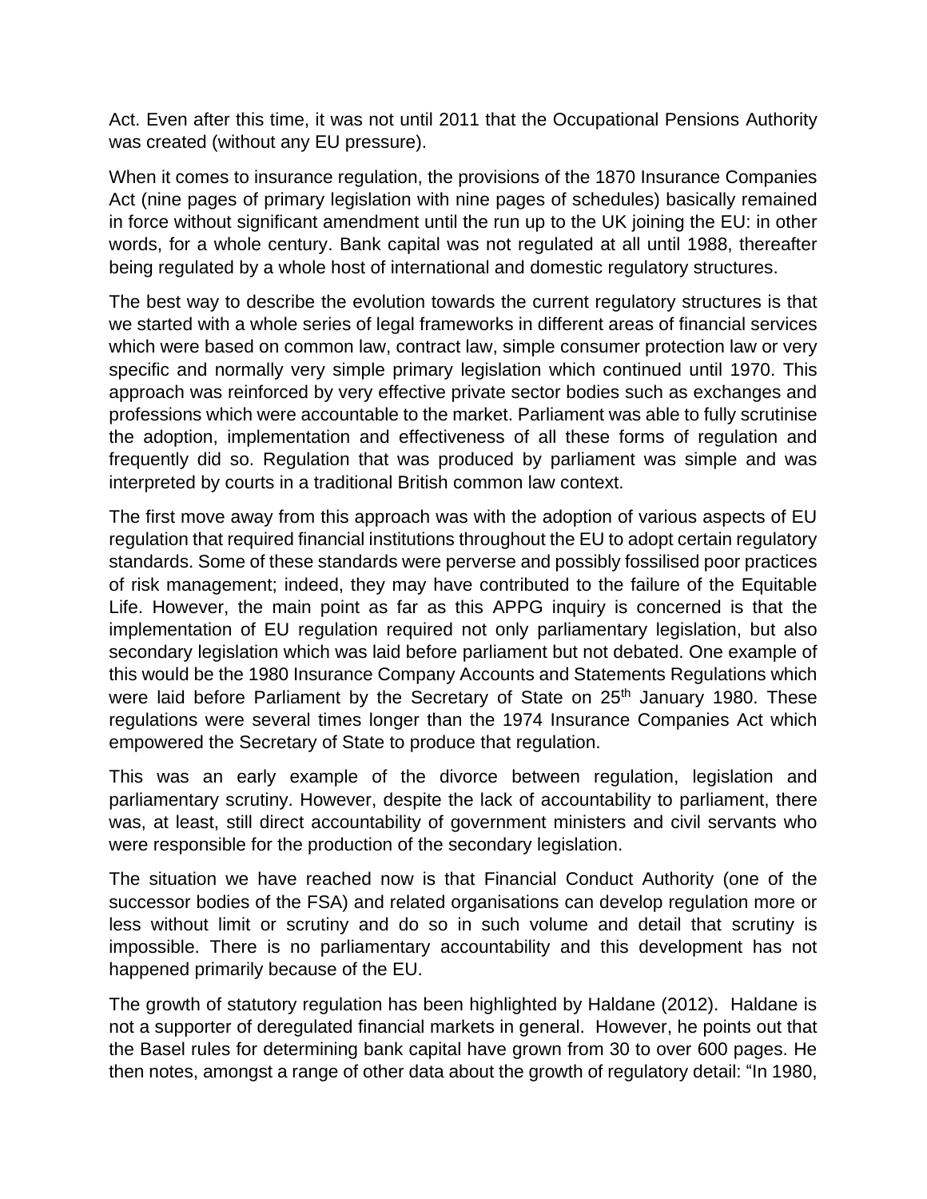Act. Even after this time, it was not until 2011 that the Occupational Pensions Authority was created (without any EU pressure).

When it comes to insurance regulation, the provisions of the 1870 Insurance Companies Act (nine pages of primary legislation with nine pages of schedules) basically remained in force without significant amendment until the run up to the UK joining the EU: in other words, for a whole century. Bank capital was not regulated at all until 1988, thereafter being regulated by a whole host of international and domestic regulatory structures.

The best way to describe the evolution towards the current regulatory structures is that we started with a whole series of legal frameworks in different areas of financial services which were based on common law, contract law, simple consumer protection law or very specific and normally very simple primary legislation which continued until 1970. This approach was reinforced by very effective private sector bodies such as exchanges and professions which were accountable to the market. Parliament was able to fully scrutinise the adoption, implementation and effectiveness of all these forms of regulation and frequently did so. Regulation that was produced by parliament was simple and was interpreted by courts in a traditional British common law context.

The first move away from this approach was with the adoption of various aspects of EU regulation that required financial institutions throughout the EU to adopt certain regulatory standards. Some of these standards were perverse and possibly fossilised poor practices of risk management; indeed, they may have contributed to the failure of the Equitable Life. However, the main point as far as this APPG inquiry is concerned is that the implementation of EU regulation required not only parliamentary legislation, but also secondary legislation which was laid before parliament but not debated. One example of this would be the 1980 Insurance Company Accounts and Statements Regulations which were laid before Parliament by the Secretary of State on 25th January 1980. These regulations were several times longer than the 1974 Insurance Companies Act which empowered the Secretary of State to produce that regulation.

This was an early example of the divorce between regulation, legislation and parliamentary scrutiny. However, despite the lack of accountability to parliament, there was, at least, still direct accountability of government ministers and civil servants who were responsible for the production of the secondary legislation.

The situation we have reached now is that Financial Conduct Authority (one of the successor bodies of the FSA) and related organisations can develop regulation more or less without limit or scrutiny and do so in such volume and detail that scrutiny is impossible. There is no parliamentary accountability and this development has not happened primarily because of the EU.

The growth of statutory regulation has been highlighted by Haldane (2012). Haldane is not a supporter of deregulated financial markets in general. However, he points out that the Basel rules for determining bank capital have grown from 30 to over 600 pages. He then notes, amongst a range of other data about the growth of regulatory detail: "In 1980,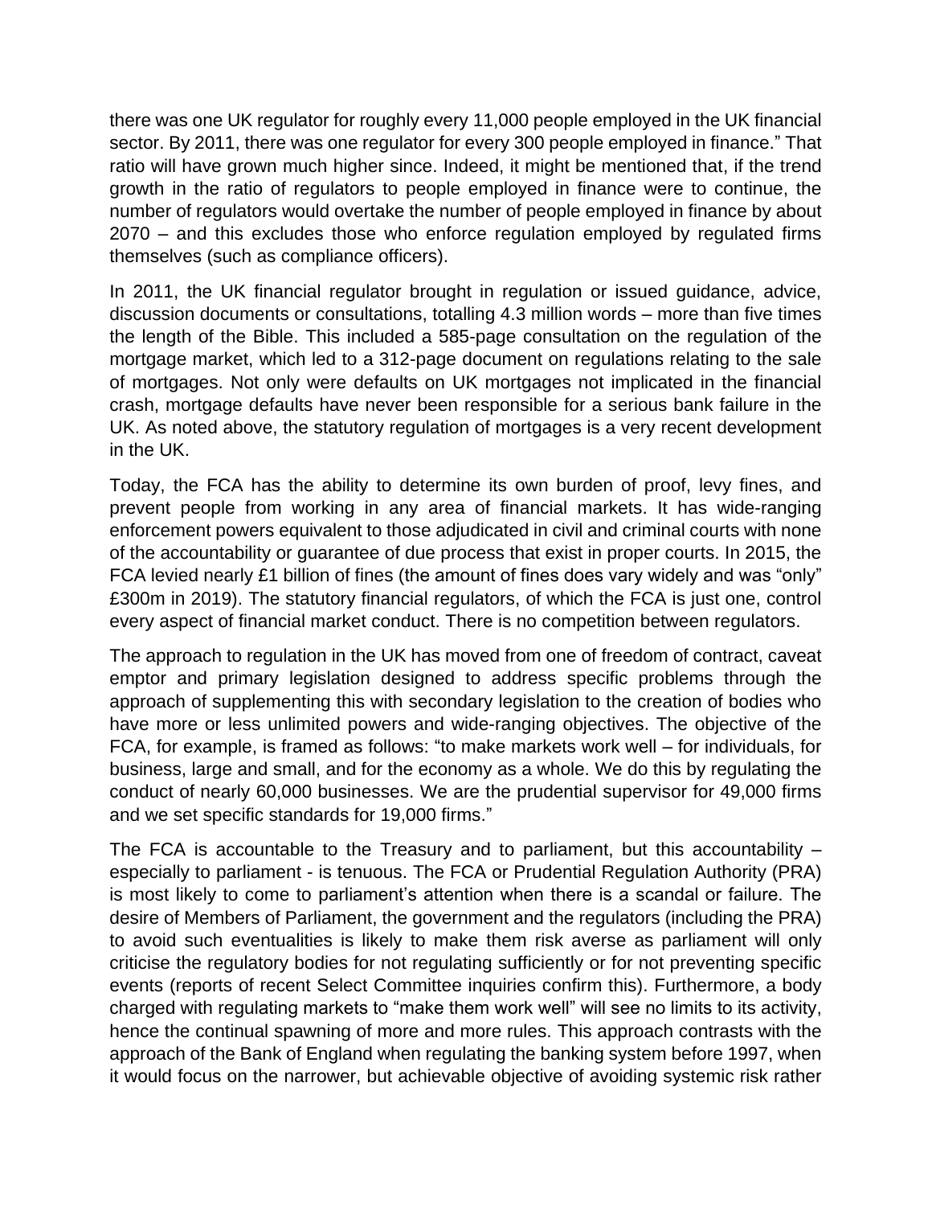there was one UK regulator for roughly every 11,000 people employed in the UK financial sector. By 2011, there was one regulator for every 300 people employed in finance." That ratio will have grown much higher since. Indeed, it might be mentioned that, if the trend growth in the ratio of regulators to people employed in finance were to continue, the number of regulators would overtake the number of people employed in finance by about 2070 – and this excludes those who enforce regulation employed by regulated firms themselves (such as compliance officers).

In 2011, the UK financial regulator brought in regulation or issued guidance, advice, discussion documents or consultations, totalling 4.3 million words – more than five times the length of the Bible. This included a 585-page consultation on the regulation of the mortgage market, which led to a 312-page document on regulations relating to the sale of mortgages. Not only were defaults on UK mortgages not implicated in the financial crash, mortgage defaults have never been responsible for a serious bank failure in the UK. As noted above, the statutory regulation of mortgages is a very recent development in the UK.

Today, the FCA has the ability to determine its own burden of proof, levy fines, and prevent people from working in any area of financial markets. It has wide-ranging enforcement powers equivalent to those adjudicated in civil and criminal courts with none of the accountability or guarantee of due process that exist in proper courts. In 2015, the FCA levied nearly £1 billion of fines (the amount of fines does vary widely and was "only" £300m in 2019). The statutory financial regulators, of which the FCA is just one, control every aspect of financial market conduct. There is no competition between regulators.

The approach to regulation in the UK has moved from one of freedom of contract, caveat emptor and primary legislation designed to address specific problems through the approach of supplementing this with secondary legislation to the creation of bodies who have more or less unlimited powers and wide-ranging objectives. The objective of the FCA, for example, is framed as follows: "to make markets work well – for individuals, for business, large and small, and for the economy as a whole. We do this by regulating the conduct of nearly 60,000 businesses. We are the prudential supervisor for 49,000 firms and we set specific standards for 19,000 firms."

The FCA is accountable to the Treasury and to parliament, but this accountability – especially to parliament - is tenuous. The FCA or Prudential Regulation Authority (PRA) is most likely to come to parliament's attention when there is a scandal or failure. The desire of Members of Parliament, the government and the regulators (including the PRA) to avoid such eventualities is likely to make them risk averse as parliament will only criticise the regulatory bodies for not regulating sufficiently or for not preventing specific events (reports of recent Select Committee inquiries confirm this). Furthermore, a body charged with regulating markets to "make them work well" will see no limits to its activity, hence the continual spawning of more and more rules. This approach contrasts with the approach of the Bank of England when regulating the banking system before 1997, when it would focus on the narrower, but achievable objective of avoiding systemic risk rather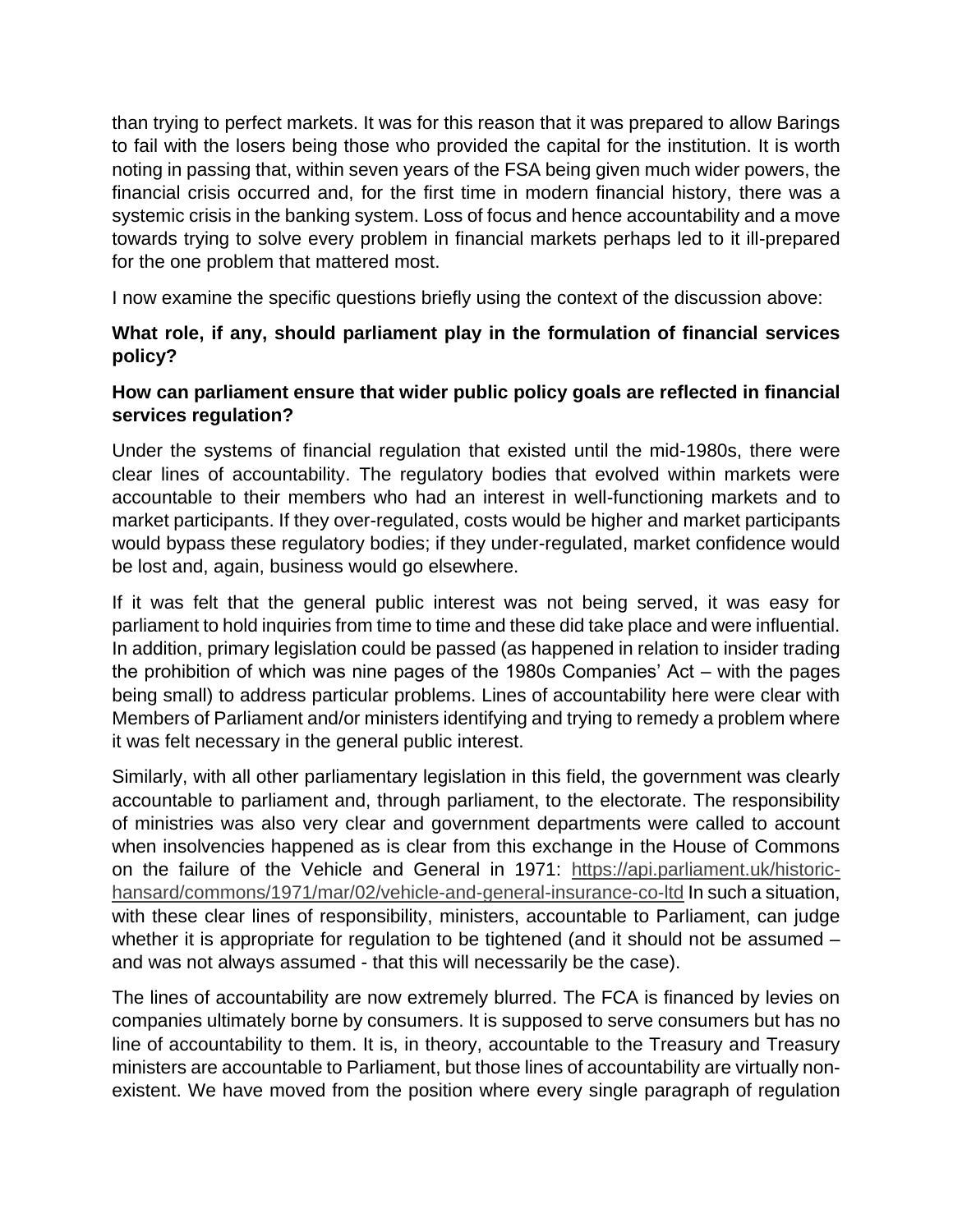than trying to perfect markets. It was for this reason that it was prepared to allow Barings to fail with the losers being those who provided the capital for the institution. It is worth noting in passing that, within seven years of the FSA being given much wider powers, the financial crisis occurred and, for the first time in modern financial history, there was a systemic crisis in the banking system. Loss of focus and hence accountability and a move towards trying to solve every problem in financial markets perhaps led to it ill-prepared for the one problem that mattered most.

I now examine the specific questions briefly using the context of the discussion above:

**What role, if any, should parliament play in the formulation of financial services policy?**

**How can parliament ensure that wider public policy goals are reflected in financial services regulation?**

Under the systems of financial regulation that existed until the mid-1980s, there were clear lines of accountability. The regulatory bodies that evolved within markets were accountable to their members who had an interest in well-functioning markets and to market participants. If they over-regulated, costs would be higher and market participants would bypass these regulatory bodies; if they under-regulated, market confidence would be lost and, again, business would go elsewhere.

If it was felt that the general public interest was not being served, it was easy for parliament to hold inquiries from time to time and these did take place and were influential. In addition, primary legislation could be passed (as happened in relation to insider trading the prohibition of which was nine pages of the 1980s Companies' Act – with the pages being small) to address particular problems. Lines of accountability here were clear with Members of Parliament and/or ministers identifying and trying to remedy a problem where it was felt necessary in the general public interest.

Similarly, with all other parliamentary legislation in this field, the government was clearly accountable to parliament and, through parliament, to the electorate. The responsibility of ministries was also very clear and government departments were called to account when insolvencies happened as is clear from this exchange in the House of Commons on the failure of the Vehicle and General in 1971: [https://api.parliament.uk/historic-hansard/commons/1971/mar/02/vehicle-and-general-insurance-co-ltd](https://api.parliament.uk/historic-hansard/commons/1971/mar/02/vehicle-and-general-insurance-co-ltd) In such a situation, with these clear lines of responsibility, ministers, accountable to Parliament, can judge whether it is appropriate for regulation to be tightened (and it should not be assumed – and was not always assumed - that this will necessarily be the case).

The lines of accountability are now extremely blurred. The FCA is financed by levies on companies ultimately borne by consumers. It is supposed to serve consumers but has no line of accountability to them. It is, in theory, accountable to the Treasury and Treasury ministers are accountable to Parliament, but those lines of accountability are virtually non-existent. We have moved from the position where every single paragraph of regulation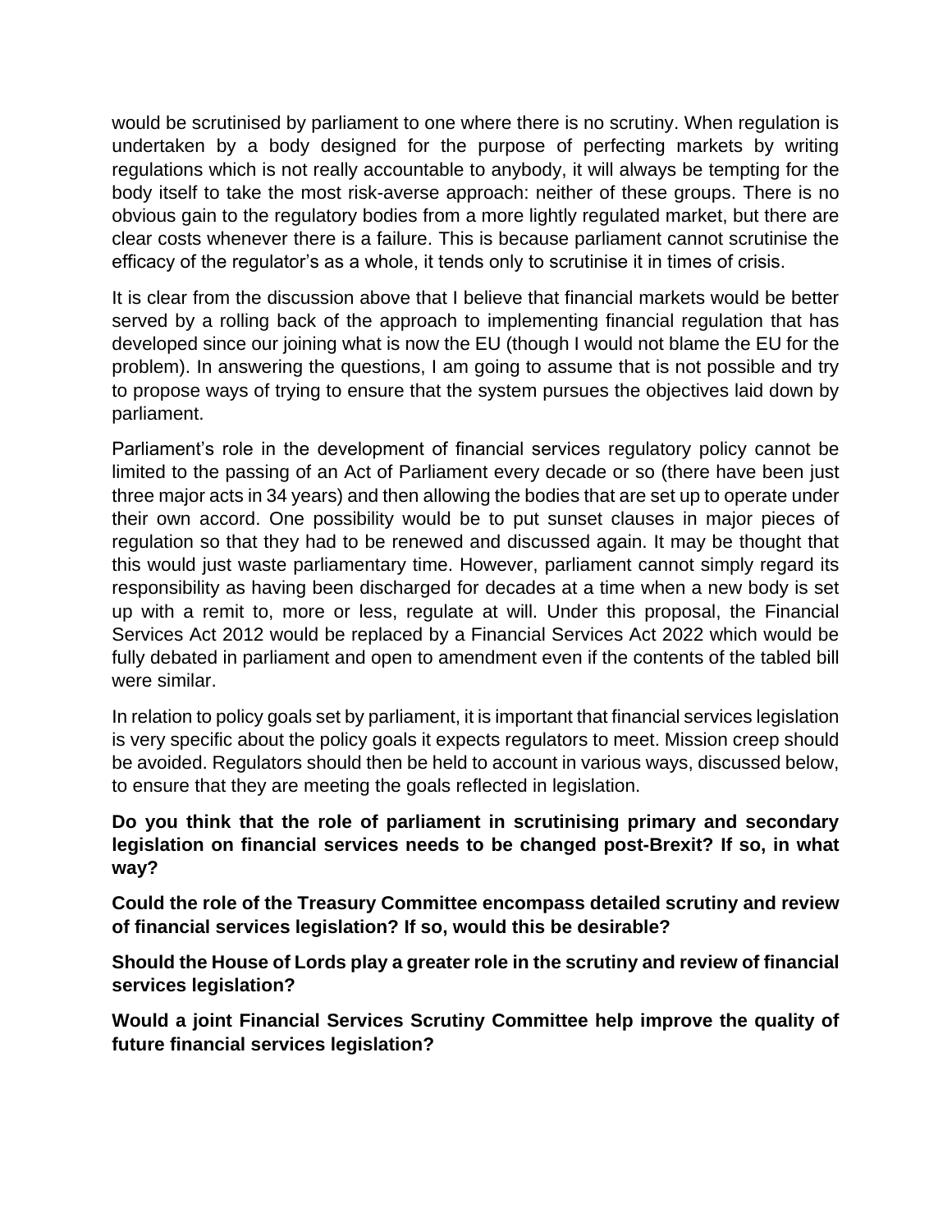would be scrutinised by parliament to one where there is no scrutiny. When regulation is undertaken by a body designed for the purpose of perfecting markets by writing regulations which is not really accountable to anybody, it will always be tempting for the body itself to take the most risk-averse approach: neither of these groups. There is no obvious gain to the regulatory bodies from a more lightly regulated market, but there are clear costs whenever there is a failure. This is because parliament cannot scrutinise the efficacy of the regulator's as a whole, it tends only to scrutinise it in times of crisis.

It is clear from the discussion above that I believe that financial markets would be better served by a rolling back of the approach to implementing financial regulation that has developed since our joining what is now the EU (though I would not blame the EU for the problem). In answering the questions, I am going to assume that is not possible and try to propose ways of trying to ensure that the system pursues the objectives laid down by parliament.

Parliament's role in the development of financial services regulatory policy cannot be limited to the passing of an Act of Parliament every decade or so (there have been just three major acts in 34 years) and then allowing the bodies that are set up to operate under their own accord. One possibility would be to put sunset clauses in major pieces of regulation so that they had to be renewed and discussed again. It may be thought that this would just waste parliamentary time. However, parliament cannot simply regard its responsibility as having been discharged for decades at a time when a new body is set up with a remit to, more or less, regulate at will. Under this proposal, the Financial Services Act 2012 would be replaced by a Financial Services Act 2022 which would be fully debated in parliament and open to amendment even if the contents of the tabled bill were similar.

In relation to policy goals set by parliament, it is important that financial services legislation is very specific about the policy goals it expects regulators to meet. Mission creep should be avoided. Regulators should then be held to account in various ways, discussed below, to ensure that they are meeting the goals reflected in legislation.

**Do you think that the role of parliament in scrutinising primary and secondary legislation on financial services needs to be changed post-Brexit? If so, in what way?**

**Could the role of the Treasury Committee encompass detailed scrutiny and review of financial services legislation? If so, would this be desirable?**

**Should the House of Lords play a greater role in the scrutiny and review of financial services legislation?**

**Would a joint Financial Services Scrutiny Committee help improve the quality of future financial services legislation?**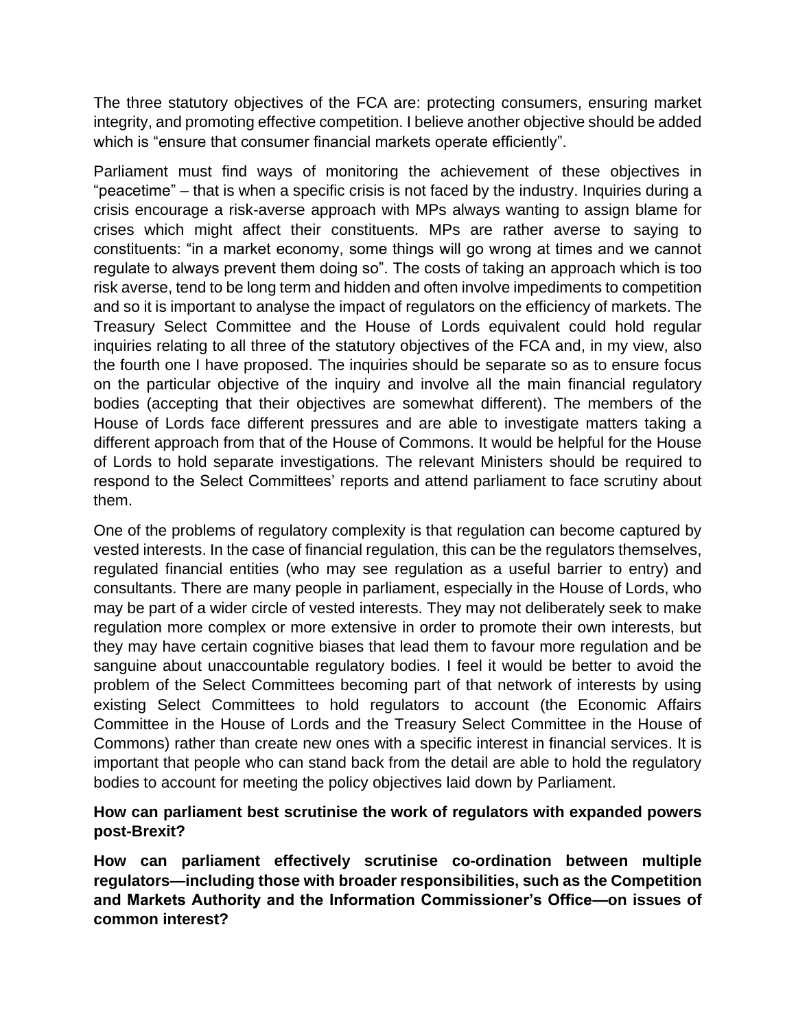The three statutory objectives of the FCA are: protecting consumers, ensuring market integrity, and promoting effective competition. I believe another objective should be added which is "ensure that consumer financial markets operate efficiently".

Parliament must find ways of monitoring the achievement of these objectives in "peacetime" – that is when a specific crisis is not faced by the industry. Inquiries during a crisis encourage a risk-averse approach with MPs always wanting to assign blame for crises which might affect their constituents. MPs are rather averse to saying to constituents: "in a market economy, some things will go wrong at times and we cannot regulate to always prevent them doing so". The costs of taking an approach which is too risk averse, tend to be long term and hidden and often involve impediments to competition and so it is important to analyse the impact of regulators on the efficiency of markets. The Treasury Select Committee and the House of Lords equivalent could hold regular inquiries relating to all three of the statutory objectives of the FCA and, in my view, also the fourth one I have proposed. The inquiries should be separate so as to ensure focus on the particular objective of the inquiry and involve all the main financial regulatory bodies (accepting that their objectives are somewhat different). The members of the House of Lords face different pressures and are able to investigate matters taking a different approach from that of the House of Commons. It would be helpful for the House of Lords to hold separate investigations. The relevant Ministers should be required to respond to the Select Committees' reports and attend parliament to face scrutiny about them.

One of the problems of regulatory complexity is that regulation can become captured by vested interests. In the case of financial regulation, this can be the regulators themselves, regulated financial entities (who may see regulation as a useful barrier to entry) and consultants. There are many people in parliament, especially in the House of Lords, who may be part of a wider circle of vested interests. They may not deliberately seek to make regulation more complex or more extensive in order to promote their own interests, but they may have certain cognitive biases that lead them to favour more regulation and be sanguine about unaccountable regulatory bodies. I feel it would be better to avoid the problem of the Select Committees becoming part of that network of interests by using existing Select Committees to hold regulators to account (the Economic Affairs Committee in the House of Lords and the Treasury Select Committee in the House of Commons) rather than create new ones with a specific interest in financial services. It is important that people who can stand back from the detail are able to hold the regulatory bodies to account for meeting the policy objectives laid down by Parliament.

**How can parliament best scrutinise the work of regulators with expanded powers post-Brexit?**

**How can parliament effectively scrutinise co-ordination between multiple regulators—including those with broader responsibilities, such as the Competition and Markets Authority and the Information Commissioner's Office—on issues of common interest?**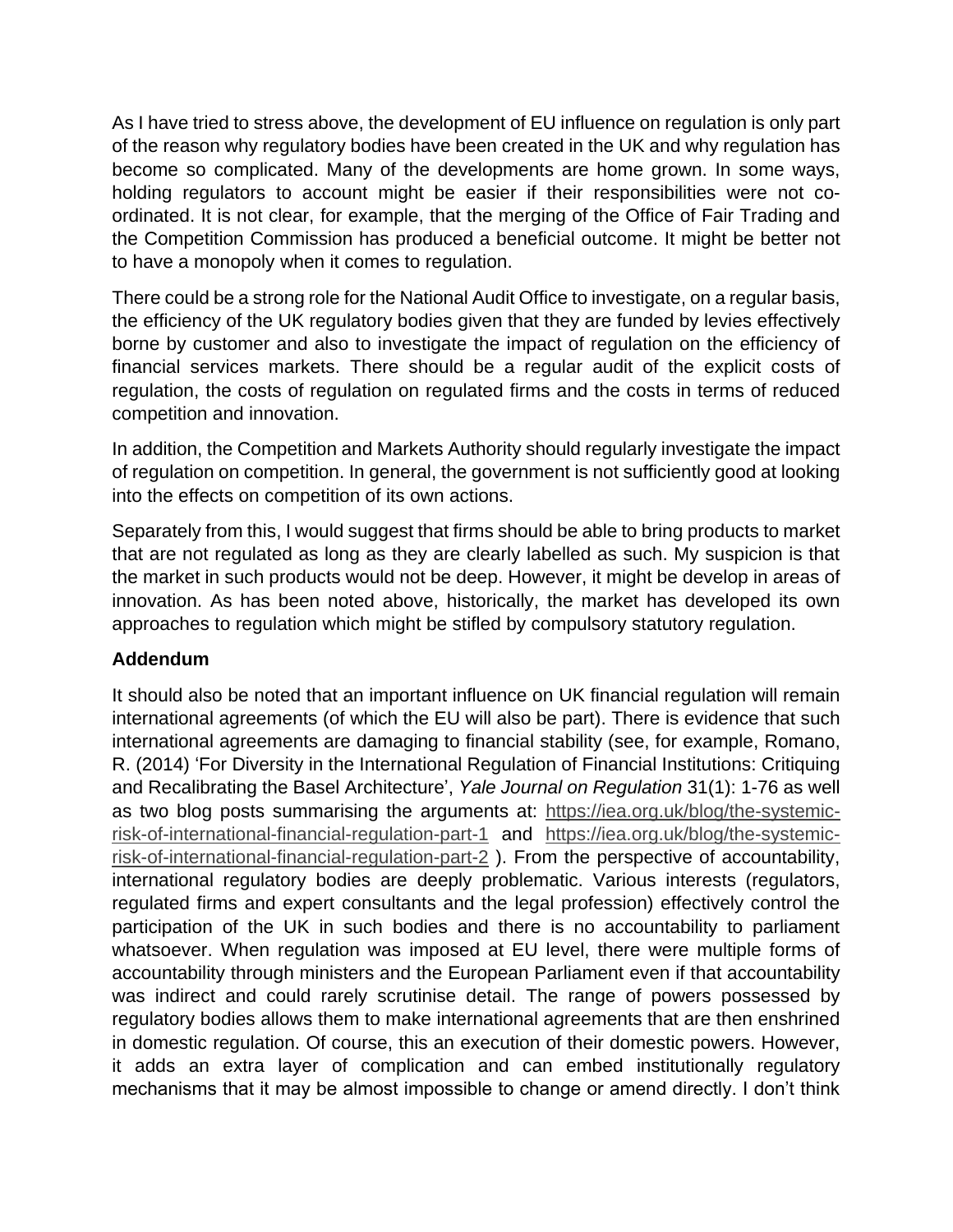As I have tried to stress above, the development of EU influence on regulation is only part of the reason why regulatory bodies have been created in the UK and why regulation has become so complicated. Many of the developments are home grown. In some ways, holding regulators to account might be easier if their responsibilities were not co-ordinated. It is not clear, for example, that the merging of the Office of Fair Trading and the Competition Commission has produced a beneficial outcome. It might be better not to have a monopoly when it comes to regulation.

There could be a strong role for the National Audit Office to investigate, on a regular basis, the efficiency of the UK regulatory bodies given that they are funded by levies effectively borne by customer and also to investigate the impact of regulation on the efficiency of financial services markets. There should be a regular audit of the explicit costs of regulation, the costs of regulation on regulated firms and the costs in terms of reduced competition and innovation.

In addition, the Competition and Markets Authority should regularly investigate the impact of regulation on competition. In general, the government is not sufficiently good at looking into the effects on competition of its own actions.

Separately from this, I would suggest that firms should be able to bring products to market that are not regulated as long as they are clearly labelled as such. My suspicion is that the market in such products would not be deep. However, it might be develop in areas of innovation. As has been noted above, historically, the market has developed its own approaches to regulation which might be stifled by compulsory statutory regulation.

**Addendum**

It should also be noted that an important influence on UK financial regulation will remain international agreements (of which the EU will also be part). There is evidence that such international agreements are damaging to financial stability (see, for example, Romano, R. (2014) 'For Diversity in the International Regulation of Financial Institutions: Critiquing and Recalibrating the Basel Architecture', *Yale Journal on Regulation* 31(1): 1-76 as well as two blog posts summarising the arguments at: https://iea.org.uk/blog/the-systemic-risk-of-international-financial-regulation-part-1 and https://iea.org.uk/blog/the-systemic-risk-of-international-financial-regulation-part-2 ). From the perspective of accountability, international regulatory bodies are deeply problematic. Various interests (regulators, regulated firms and expert consultants and the legal profession) effectively control the participation of the UK in such bodies and there is no accountability to parliament whatsoever. When regulation was imposed at EU level, there were multiple forms of accountability through ministers and the European Parliament even if that accountability was indirect and could rarely scrutinise detail. The range of powers possessed by regulatory bodies allows them to make international agreements that are then enshrined in domestic regulation. Of course, this an execution of their domestic powers. However, it adds an extra layer of complication and can embed institutionally regulatory mechanisms that it may be almost impossible to change or amend directly. I don't think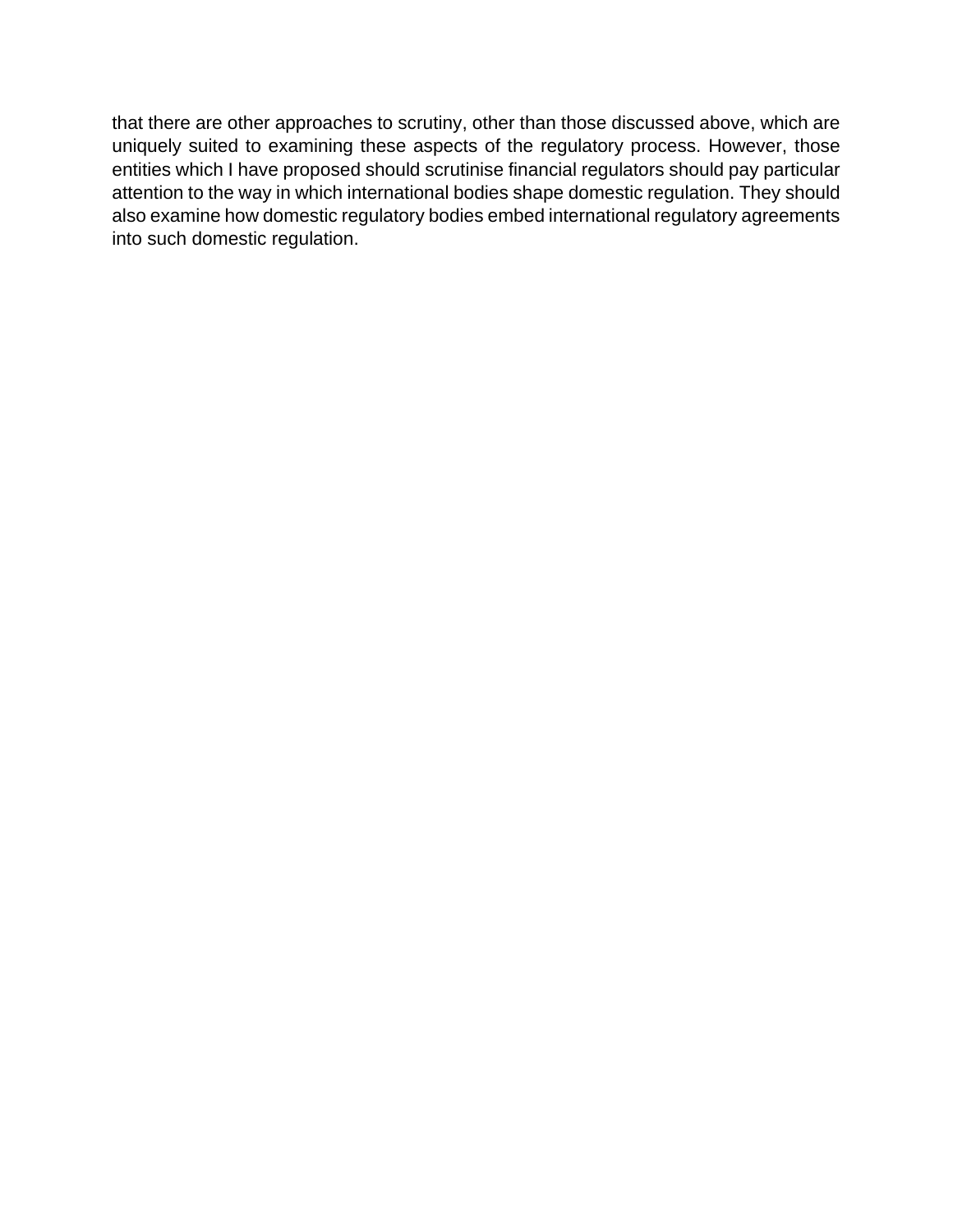that there are other approaches to scrutiny, other than those discussed above, which are uniquely suited to examining these aspects of the regulatory process. However, those entities which I have proposed should scrutinise financial regulators should pay particular attention to the way in which international bodies shape domestic regulation. They should also examine how domestic regulatory bodies embed international regulatory agreements into such domestic regulation.